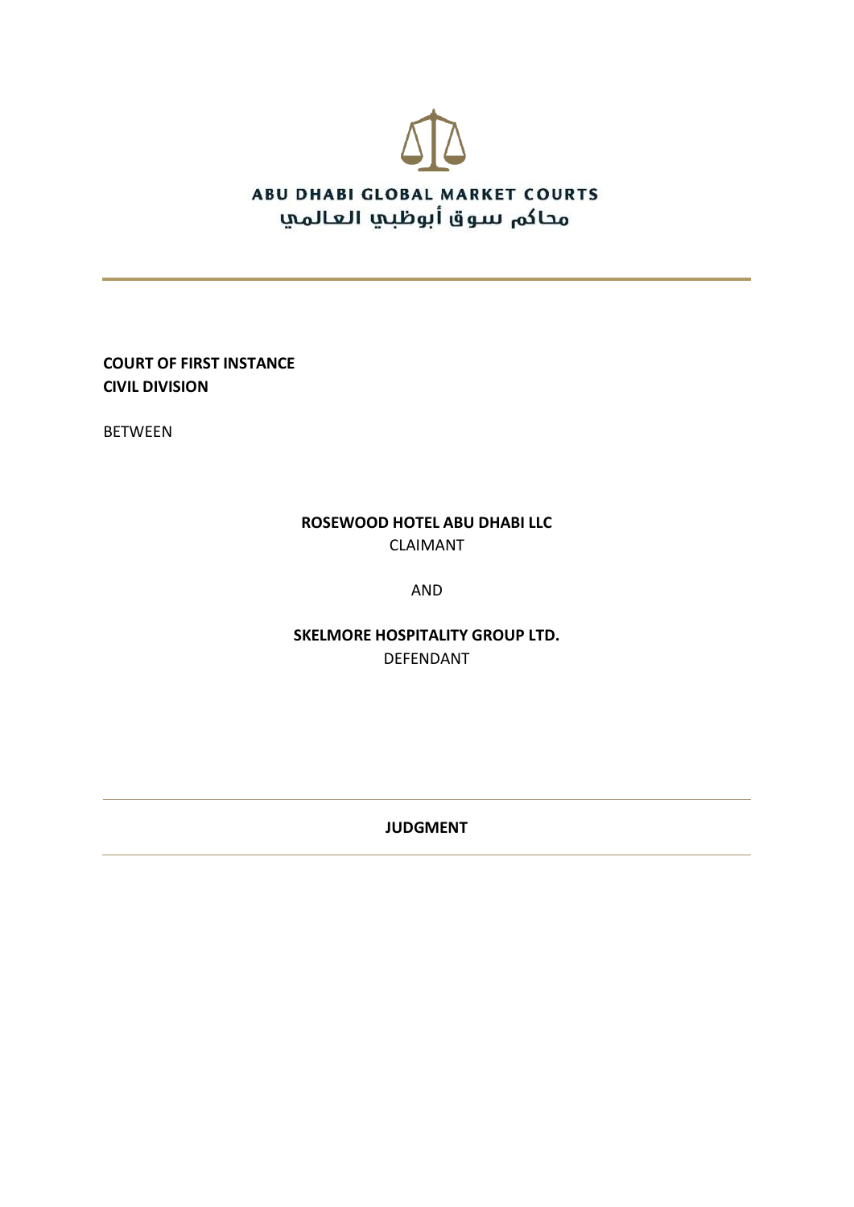ABU DHABI GLOBAL MARKET COURTS

محاكم سوق أبوظبي العالمي

**COURT OF FIRST INSTANCE**
**CIVIL DIVISION**

BETWEEN

**ROSEWOOD HOTEL ABU DHABI LLC**

CLAIMANT

AND

**SKELMORE HOSPITALITY GROUP LTD.**

DEFENDANT

---

**JUDGMENT**

---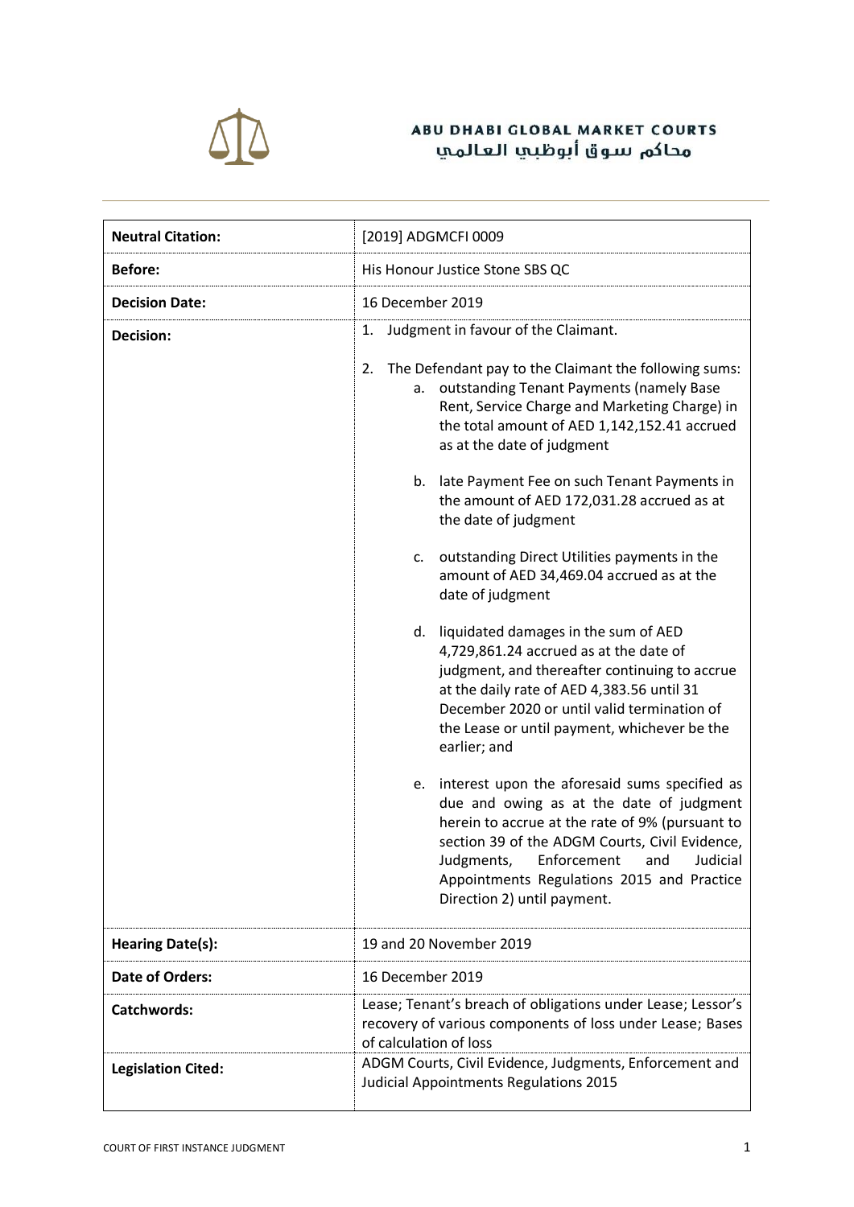ABU DHABI GLOBAL MARKET COURTS
محاكم سوق أبوظبي العالمي

| | |
|---|---|
| **Neutral Citation:** | [2019] ADGMCFI 0009 |
| **Before:** | His Honour Justice Stone SBS QC |
| **Decision Date:** | 16 December 2019 |
| **Decision:** | 1. Judgment in favour of the Claimant.<br><br>2. The Defendant pay to the Claimant the following sums:<br>a. outstanding Tenant Payments (namely Base Rent, Service Charge and Marketing Charge) in the total amount of AED 1,142,152.41 accrued as at the date of judgment<br><br>b. late Payment Fee on such Tenant Payments in the amount of AED 172,031.28 accrued as at the date of judgment<br><br>c. outstanding Direct Utilities payments in the amount of AED 34,469.04 accrued as at the date of judgment<br><br>d. liquidated damages in the sum of AED 4,729,861.24 accrued as at the date of judgment, and thereafter continuing to accrue at the daily rate of AED 4,383.56 until 31 December 2020 or until valid termination of the Lease or until payment, whichever be the earlier; and<br><br>e. interest upon the aforesaid sums specified as due and owing as at the date of judgment herein to accrue at the rate of 9% (pursuant to section 39 of the ADGM Courts, Civil Evidence, Judgments, Enforcement and Judicial Appointments Regulations 2015 and Practice Direction 2) until payment. |
| **Hearing Date(s):** | 19 and 20 November 2019 |
| **Date of Orders:** | 16 December 2019 |
| **Catchwords:** | Lease; Tenant's breach of obligations under Lease; Lessor's recovery of various components of loss under Lease; Bases of calculation of loss |
| **Legislation Cited:** | ADGM Courts, Civil Evidence, Judgments, Enforcement and Judicial Appointments Regulations 2015 |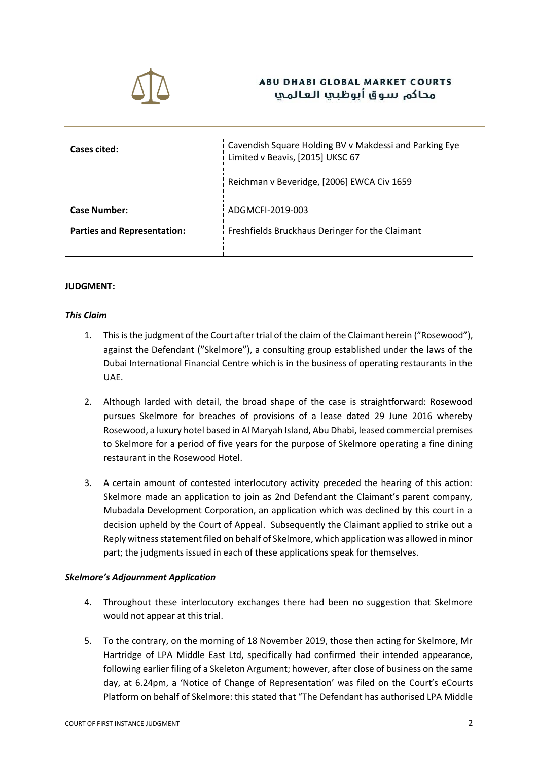| **Cases cited:** | Cavendish Square Holding BV v Makdessi and Parking Eye Limited v Beavis, [2015] UKSC 67<br><br>Reichman v Beveridge, [2006] EWCA Civ 1659 |
|---|---|
| **Case Number:** | ADGMCFI-2019-003 |
| **Parties and Representation:** | Freshfields Bruckhaus Deringer for the Claimant |

**JUDGMENT:**

***This Claim***

1. This is the judgment of the Court after trial of the claim of the Claimant herein ("Rosewood"), against the Defendant ("Skelmore"), a consulting group established under the laws of the Dubai International Financial Centre which is in the business of operating restaurants in the UAE.

2. Although larded with detail, the broad shape of the case is straightforward: Rosewood pursues Skelmore for breaches of provisions of a lease dated 29 June 2016 whereby Rosewood, a luxury hotel based in Al Maryah Island, Abu Dhabi, leased commercial premises to Skelmore for a period of five years for the purpose of Skelmore operating a fine dining restaurant in the Rosewood Hotel.

3. A certain amount of contested interlocutory activity preceded the hearing of this action: Skelmore made an application to join as 2nd Defendant the Claimant's parent company, Mubadala Development Corporation, an application which was declined by this court in a decision upheld by the Court of Appeal. Subsequently the Claimant applied to strike out a Reply witness statement filed on behalf of Skelmore, which application was allowed in minor part; the judgments issued in each of these applications speak for themselves.

***Skelmore's Adjournment Application***

4. Throughout these interlocutory exchanges there had been no suggestion that Skelmore would not appear at this trial.

5. To the contrary, on the morning of 18 November 2019, those then acting for Skelmore, Mr Hartridge of LPA Middle East Ltd, specifically had confirmed their intended appearance, following earlier filing of a Skeleton Argument; however, after close of business on the same day, at 6.24pm, a 'Notice of Change of Representation' was filed on the Court's eCourts Platform on behalf of Skelmore: this stated that "The Defendant has authorised LPA Middle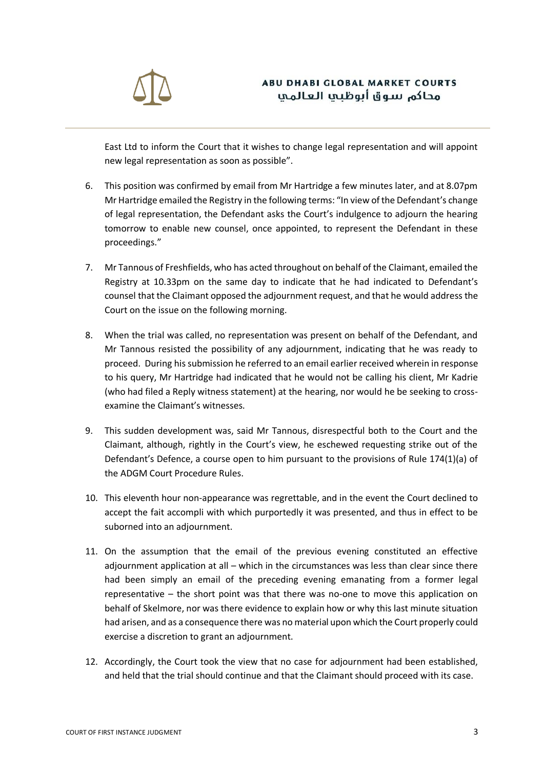East Ltd to inform the Court that it wishes to change legal representation and will appoint new legal representation as soon as possible".

6. This position was confirmed by email from Mr Hartridge a few minutes later, and at 8.07pm Mr Hartridge emailed the Registry in the following terms: "In view of the Defendant's change of legal representation, the Defendant asks the Court's indulgence to adjourn the hearing tomorrow to enable new counsel, once appointed, to represent the Defendant in these proceedings."

7. Mr Tannous of Freshfields, who has acted throughout on behalf of the Claimant, emailed the Registry at 10.33pm on the same day to indicate that he had indicated to Defendant's counsel that the Claimant opposed the adjournment request, and that he would address the Court on the issue on the following morning.

8. When the trial was called, no representation was present on behalf of the Defendant, and Mr Tannous resisted the possibility of any adjournment, indicating that he was ready to proceed. During his submission he referred to an email earlier received wherein in response to his query, Mr Hartridge had indicated that he would not be calling his client, Mr Kadrie (who had filed a Reply witness statement) at the hearing, nor would he be seeking to cross-examine the Claimant's witnesses.

9. This sudden development was, said Mr Tannous, disrespectful both to the Court and the Claimant, although, rightly in the Court's view, he eschewed requesting strike out of the Defendant's Defence, a course open to him pursuant to the provisions of Rule 174(1)(a) of the ADGM Court Procedure Rules.

10. This eleventh hour non-appearance was regrettable, and in the event the Court declined to accept the fait accompli with which purportedly it was presented, and thus in effect to be suborned into an adjournment.

11. On the assumption that the email of the previous evening constituted an effective adjournment application at all – which in the circumstances was less than clear since there had been simply an email of the preceding evening emanating from a former legal representative – the short point was that there was no-one to move this application on behalf of Skelmore, nor was there evidence to explain how or why this last minute situation had arisen, and as a consequence there was no material upon which the Court properly could exercise a discretion to grant an adjournment.

12. Accordingly, the Court took the view that no case for adjournment had been established, and held that the trial should continue and that the Claimant should proceed with its case.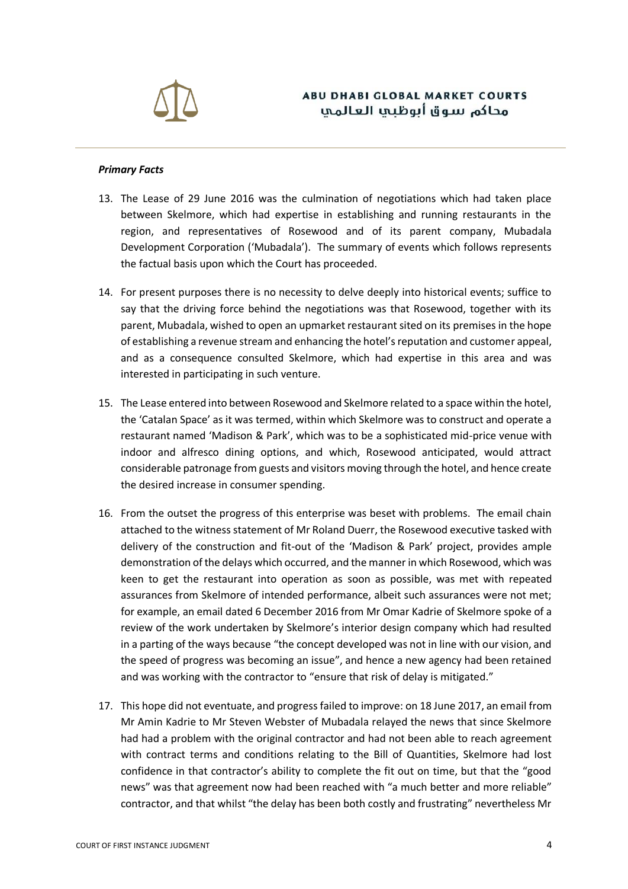### *Primary Facts*

13. The Lease of 29 June 2016 was the culmination of negotiations which had taken place between Skelmore, which had expertise in establishing and running restaurants in the region, and representatives of Rosewood and of its parent company, Mubadala Development Corporation ('Mubadala'). The summary of events which follows represents the factual basis upon which the Court has proceeded.

14. For present purposes there is no necessity to delve deeply into historical events; suffice to say that the driving force behind the negotiations was that Rosewood, together with its parent, Mubadala, wished to open an upmarket restaurant sited on its premises in the hope of establishing a revenue stream and enhancing the hotel's reputation and customer appeal, and as a consequence consulted Skelmore, which had expertise in this area and was interested in participating in such venture.

15. The Lease entered into between Rosewood and Skelmore related to a space within the hotel, the 'Catalan Space' as it was termed, within which Skelmore was to construct and operate a restaurant named 'Madison & Park', which was to be a sophisticated mid-price venue with indoor and alfresco dining options, and which, Rosewood anticipated, would attract considerable patronage from guests and visitors moving through the hotel, and hence create the desired increase in consumer spending.

16. From the outset the progress of this enterprise was beset with problems. The email chain attached to the witness statement of Mr Roland Duerr, the Rosewood executive tasked with delivery of the construction and fit-out of the 'Madison & Park' project, provides ample demonstration of the delays which occurred, and the manner in which Rosewood, which was keen to get the restaurant into operation as soon as possible, was met with repeated assurances from Skelmore of intended performance, albeit such assurances were not met; for example, an email dated 6 December 2016 from Mr Omar Kadrie of Skelmore spoke of a review of the work undertaken by Skelmore's interior design company which had resulted in a parting of the ways because "the concept developed was not in line with our vision, and the speed of progress was becoming an issue", and hence a new agency had been retained and was working with the contractor to "ensure that risk of delay is mitigated."

17. This hope did not eventuate, and progress failed to improve: on 18 June 2017, an email from Mr Amin Kadrie to Mr Steven Webster of Mubadala relayed the news that since Skelmore had had a problem with the original contractor and had not been able to reach agreement with contract terms and conditions relating to the Bill of Quantities, Skelmore had lost confidence in that contractor's ability to complete the fit out on time, but that the "good news" was that agreement now had been reached with "a much better and more reliable" contractor, and that whilst "the delay has been both costly and frustrating" nevertheless Mr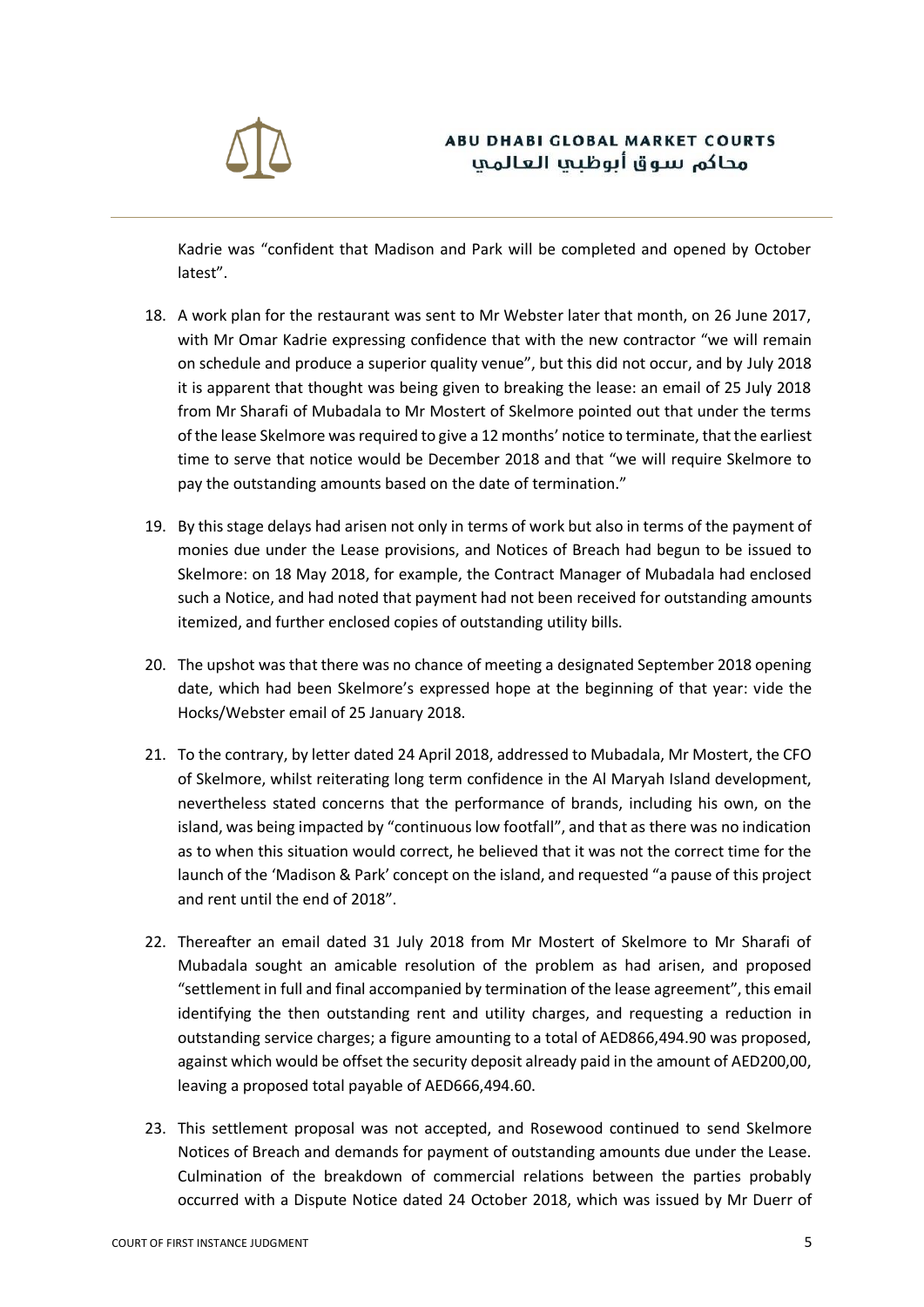Kadrie was "confident that Madison and Park will be completed and opened by October latest".

18. A work plan for the restaurant was sent to Mr Webster later that month, on 26 June 2017, with Mr Omar Kadrie expressing confidence that with the new contractor "we will remain on schedule and produce a superior quality venue", but this did not occur, and by July 2018 it is apparent that thought was being given to breaking the lease: an email of 25 July 2018 from Mr Sharafi of Mubadala to Mr Mostert of Skelmore pointed out that under the terms of the lease Skelmore was required to give a 12 months' notice to terminate, that the earliest time to serve that notice would be December 2018 and that "we will require Skelmore to pay the outstanding amounts based on the date of termination."

19. By this stage delays had arisen not only in terms of work but also in terms of the payment of monies due under the Lease provisions, and Notices of Breach had begun to be issued to Skelmore: on 18 May 2018, for example, the Contract Manager of Mubadala had enclosed such a Notice, and had noted that payment had not been received for outstanding amounts itemized, and further enclosed copies of outstanding utility bills.

20. The upshot was that there was no chance of meeting a designated September 2018 opening date, which had been Skelmore's expressed hope at the beginning of that year: vide the Hocks/Webster email of 25 January 2018.

21. To the contrary, by letter dated 24 April 2018, addressed to Mubadala, Mr Mostert, the CFO of Skelmore, whilst reiterating long term confidence in the Al Maryah Island development, nevertheless stated concerns that the performance of brands, including his own, on the island, was being impacted by "continuous low footfall", and that as there was no indication as to when this situation would correct, he believed that it was not the correct time for the launch of the 'Madison & Park' concept on the island, and requested "a pause of this project and rent until the end of 2018".

22. Thereafter an email dated 31 July 2018 from Mr Mostert of Skelmore to Mr Sharafi of Mubadala sought an amicable resolution of the problem as had arisen, and proposed "settlement in full and final accompanied by termination of the lease agreement", this email identifying the then outstanding rent and utility charges, and requesting a reduction in outstanding service charges; a figure amounting to a total of AED866,494.90 was proposed, against which would be offset the security deposit already paid in the amount of AED200,00, leaving a proposed total payable of AED666,494.60.

23. This settlement proposal was not accepted, and Rosewood continued to send Skelmore Notices of Breach and demands for payment of outstanding amounts due under the Lease. Culmination of the breakdown of commercial relations between the parties probably occurred with a Dispute Notice dated 24 October 2018, which was issued by Mr Duerr of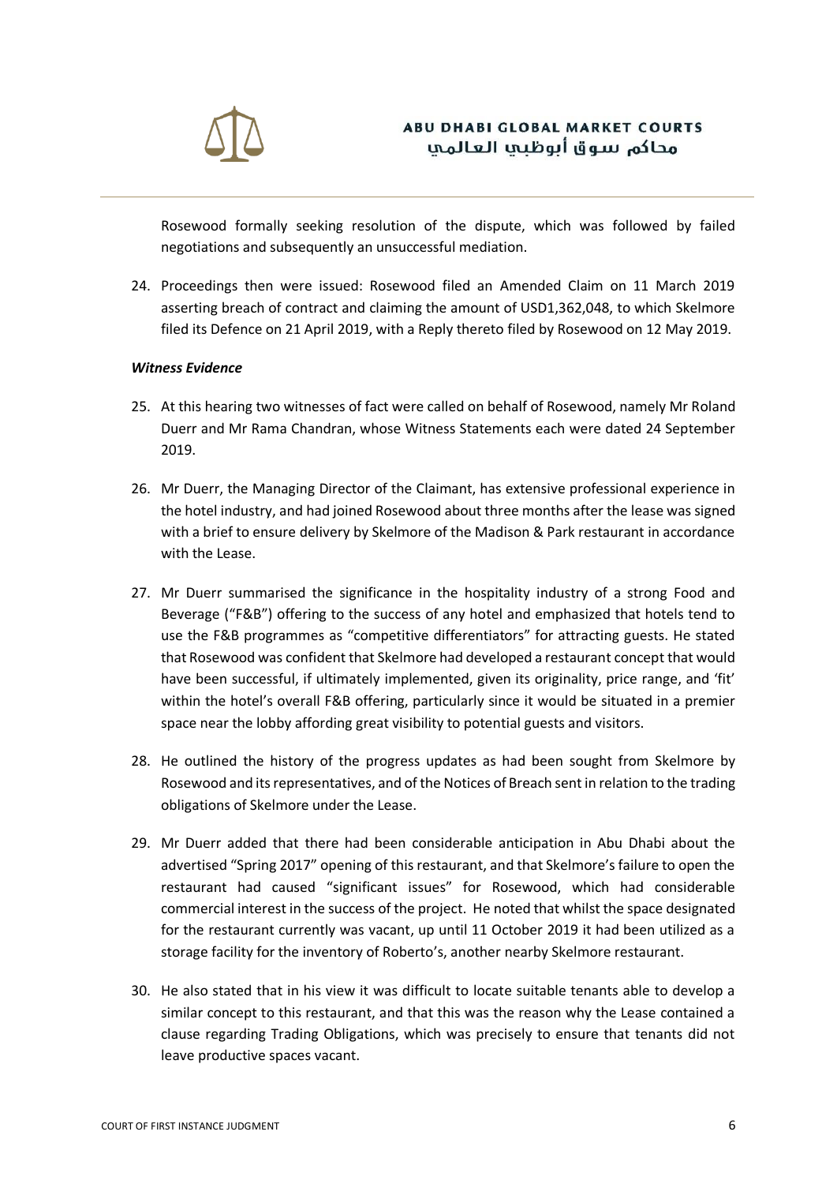Rosewood formally seeking resolution of the dispute, which was followed by failed negotiations and subsequently an unsuccessful mediation.

24. Proceedings then were issued: Rosewood filed an Amended Claim on 11 March 2019 asserting breach of contract and claiming the amount of USD1,362,048, to which Skelmore filed its Defence on 21 April 2019, with a Reply thereto filed by Rosewood on 12 May 2019.

***Witness Evidence***

25. At this hearing two witnesses of fact were called on behalf of Rosewood, namely Mr Roland Duerr and Mr Rama Chandran, whose Witness Statements each were dated 24 September 2019.

26. Mr Duerr, the Managing Director of the Claimant, has extensive professional experience in the hotel industry, and had joined Rosewood about three months after the lease was signed with a brief to ensure delivery by Skelmore of the Madison & Park restaurant in accordance with the Lease.

27. Mr Duerr summarised the significance in the hospitality industry of a strong Food and Beverage ("F&B") offering to the success of any hotel and emphasized that hotels tend to use the F&B programmes as "competitive differentiators" for attracting guests. He stated that Rosewood was confident that Skelmore had developed a restaurant concept that would have been successful, if ultimately implemented, given its originality, price range, and 'fit' within the hotel's overall F&B offering, particularly since it would be situated in a premier space near the lobby affording great visibility to potential guests and visitors.

28. He outlined the history of the progress updates as had been sought from Skelmore by Rosewood and its representatives, and of the Notices of Breach sent in relation to the trading obligations of Skelmore under the Lease.

29. Mr Duerr added that there had been considerable anticipation in Abu Dhabi about the advertised "Spring 2017" opening of this restaurant, and that Skelmore's failure to open the restaurant had caused "significant issues" for Rosewood, which had considerable commercial interest in the success of the project. He noted that whilst the space designated for the restaurant currently was vacant, up until 11 October 2019 it had been utilized as a storage facility for the inventory of Roberto's, another nearby Skelmore restaurant.

30. He also stated that in his view it was difficult to locate suitable tenants able to develop a similar concept to this restaurant, and that this was the reason why the Lease contained a clause regarding Trading Obligations, which was precisely to ensure that tenants did not leave productive spaces vacant.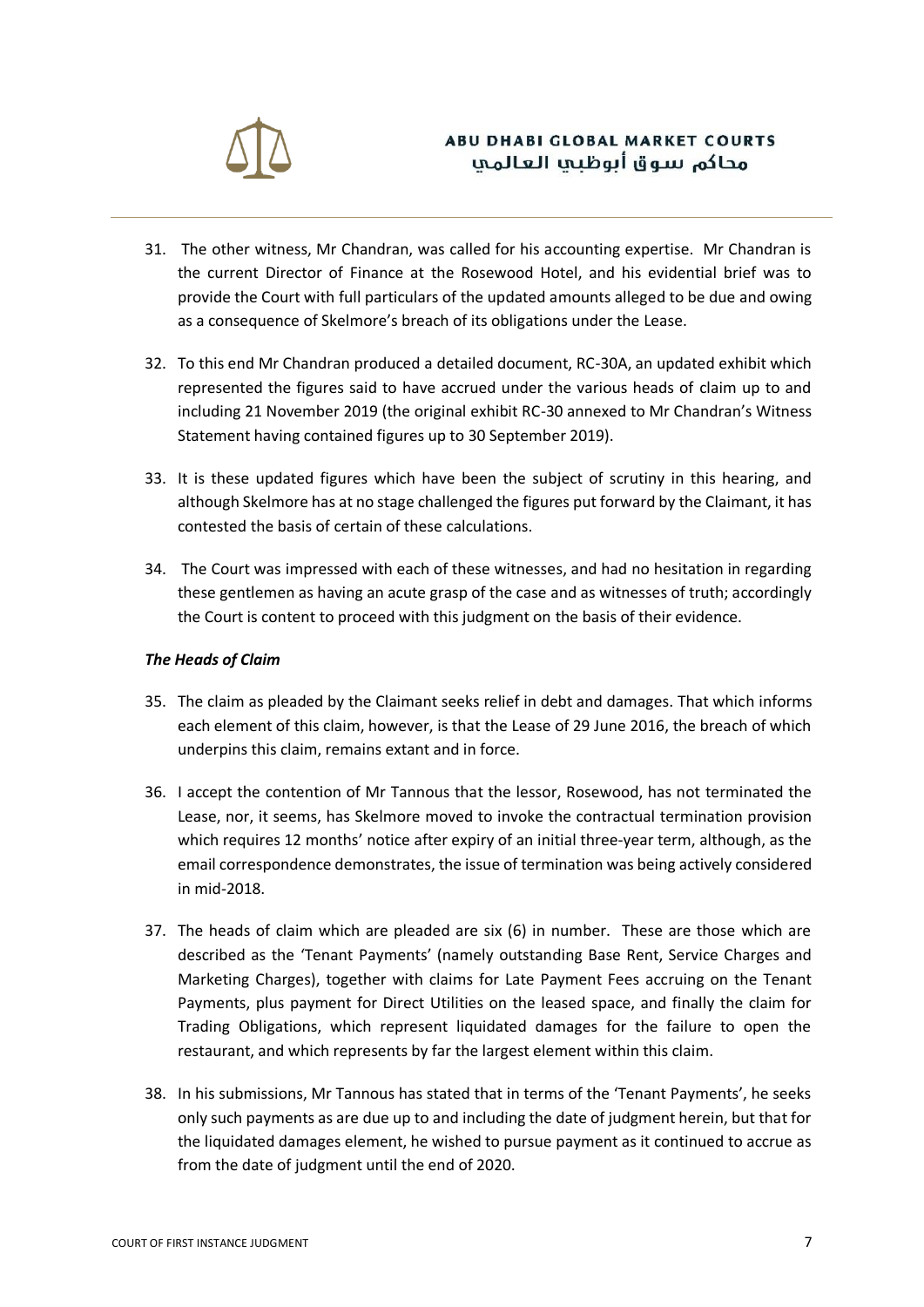31. The other witness, Mr Chandran, was called for his accounting expertise. Mr Chandran is the current Director of Finance at the Rosewood Hotel, and his evidential brief was to provide the Court with full particulars of the updated amounts alleged to be due and owing as a consequence of Skelmore's breach of its obligations under the Lease.

32. To this end Mr Chandran produced a detailed document, RC-30A, an updated exhibit which represented the figures said to have accrued under the various heads of claim up to and including 21 November 2019 (the original exhibit RC-30 annexed to Mr Chandran's Witness Statement having contained figures up to 30 September 2019).

33. It is these updated figures which have been the subject of scrutiny in this hearing, and although Skelmore has at no stage challenged the figures put forward by the Claimant, it has contested the basis of certain of these calculations.

34. The Court was impressed with each of these witnesses, and had no hesitation in regarding these gentlemen as having an acute grasp of the case and as witnesses of truth; accordingly the Court is content to proceed with this judgment on the basis of their evidence.

***The Heads of Claim***

35. The claim as pleaded by the Claimant seeks relief in debt and damages. That which informs each element of this claim, however, is that the Lease of 29 June 2016, the breach of which underpins this claim, remains extant and in force.

36. I accept the contention of Mr Tannous that the lessor, Rosewood, has not terminated the Lease, nor, it seems, has Skelmore moved to invoke the contractual termination provision which requires 12 months' notice after expiry of an initial three-year term, although, as the email correspondence demonstrates, the issue of termination was being actively considered in mid-2018.

37. The heads of claim which are pleaded are six (6) in number. These are those which are described as the 'Tenant Payments' (namely outstanding Base Rent, Service Charges and Marketing Charges), together with claims for Late Payment Fees accruing on the Tenant Payments, plus payment for Direct Utilities on the leased space, and finally the claim for Trading Obligations, which represent liquidated damages for the failure to open the restaurant, and which represents by far the largest element within this claim.

38. In his submissions, Mr Tannous has stated that in terms of the 'Tenant Payments', he seeks only such payments as are due up to and including the date of judgment herein, but that for the liquidated damages element, he wished to pursue payment as it continued to accrue as from the date of judgment until the end of 2020.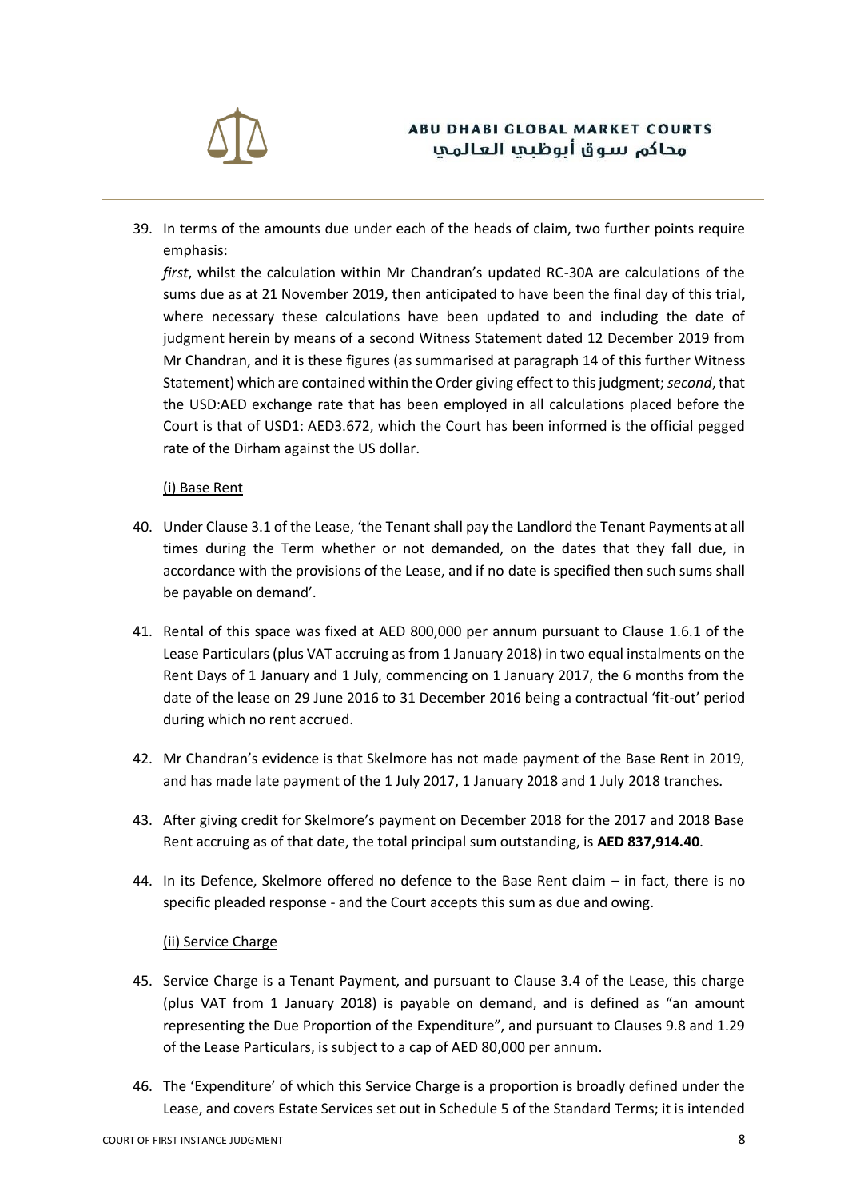39. In terms of the amounts due under each of the heads of claim, two further points require emphasis:
*first*, whilst the calculation within Mr Chandran's updated RC-30A are calculations of the sums due as at 21 November 2019, then anticipated to have been the final day of this trial, where necessary these calculations have been updated to and including the date of judgment herein by means of a second Witness Statement dated 12 December 2019 from Mr Chandran, and it is these figures (as summarised at paragraph 14 of this further Witness Statement) which are contained within the Order giving effect to this judgment; *second*, that the USD:AED exchange rate that has been employed in all calculations placed before the Court is that of USD1: AED3.672, which the Court has been informed is the official pegged rate of the Dirham against the US dollar.

<u>(i) Base Rent</u>

40. Under Clause 3.1 of the Lease, 'the Tenant shall pay the Landlord the Tenant Payments at all times during the Term whether or not demanded, on the dates that they fall due, in accordance with the provisions of the Lease, and if no date is specified then such sums shall be payable on demand'.

41. Rental of this space was fixed at AED 800,000 per annum pursuant to Clause 1.6.1 of the Lease Particulars (plus VAT accruing as from 1 January 2018) in two equal instalments on the Rent Days of 1 January and 1 July, commencing on 1 January 2017, the 6 months from the date of the lease on 29 June 2016 to 31 December 2016 being a contractual 'fit-out' period during which no rent accrued.

42. Mr Chandran's evidence is that Skelmore has not made payment of the Base Rent in 2019, and has made late payment of the 1 July 2017, 1 January 2018 and 1 July 2018 tranches.

43. After giving credit for Skelmore's payment on December 2018 for the 2017 and 2018 Base Rent accruing as of that date, the total principal sum outstanding, is **AED 837,914.40**.

44. In its Defence, Skelmore offered no defence to the Base Rent claim – in fact, there is no specific pleaded response - and the Court accepts this sum as due and owing.

<u>(ii) Service Charge</u>

45. Service Charge is a Tenant Payment, and pursuant to Clause 3.4 of the Lease, this charge (plus VAT from 1 January 2018) is payable on demand, and is defined as "an amount representing the Due Proportion of the Expenditure", and pursuant to Clauses 9.8 and 1.29 of the Lease Particulars, is subject to a cap of AED 80,000 per annum.

46. The 'Expenditure' of which this Service Charge is a proportion is broadly defined under the Lease, and covers Estate Services set out in Schedule 5 of the Standard Terms; it is intended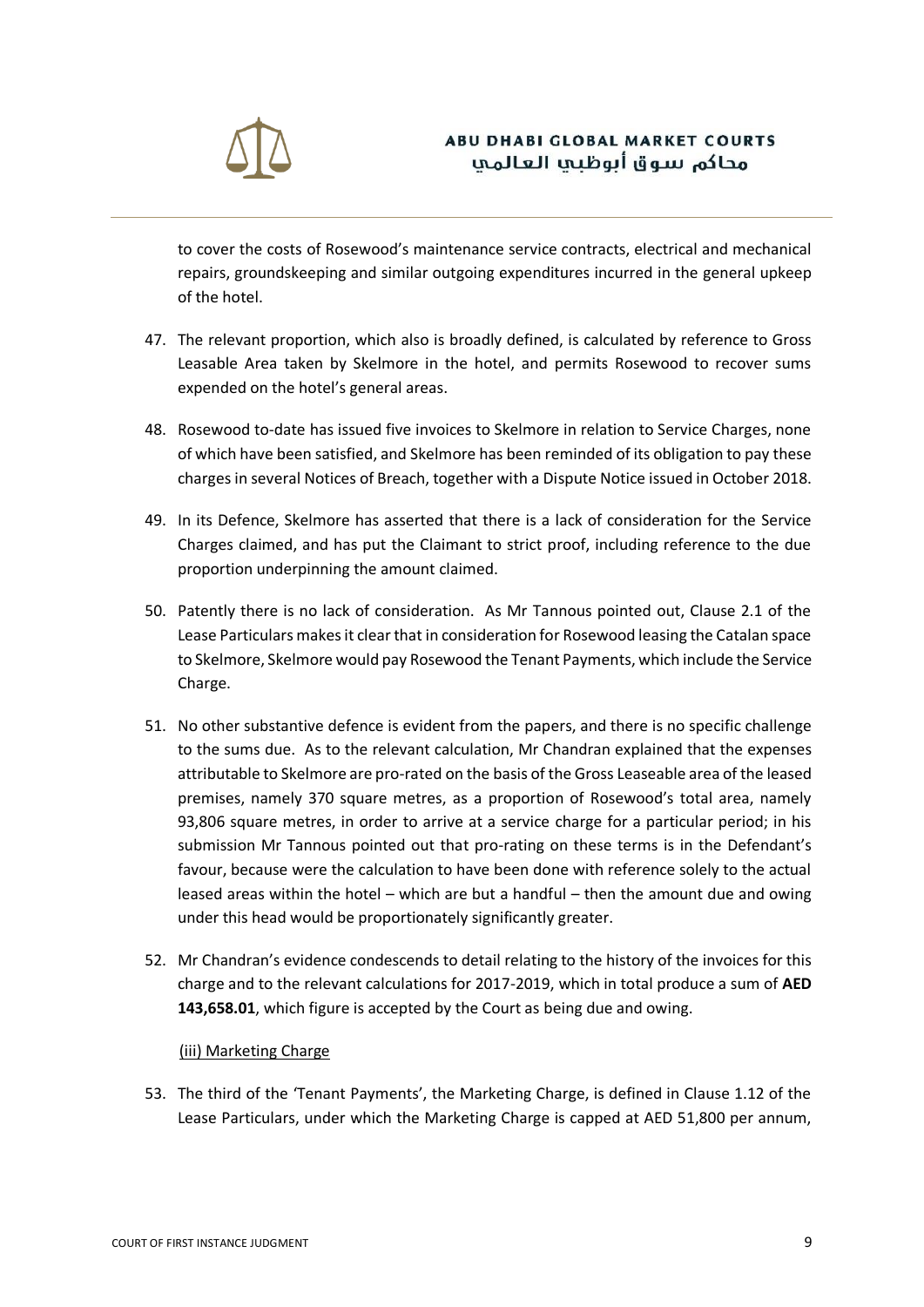to cover the costs of Rosewood's maintenance service contracts, electrical and mechanical repairs, groundskeeping and similar outgoing expenditures incurred in the general upkeep of the hotel.

47. The relevant proportion, which also is broadly defined, is calculated by reference to Gross Leasable Area taken by Skelmore in the hotel, and permits Rosewood to recover sums expended on the hotel's general areas.

48. Rosewood to-date has issued five invoices to Skelmore in relation to Service Charges, none of which have been satisfied, and Skelmore has been reminded of its obligation to pay these charges in several Notices of Breach, together with a Dispute Notice issued in October 2018.

49. In its Defence, Skelmore has asserted that there is a lack of consideration for the Service Charges claimed, and has put the Claimant to strict proof, including reference to the due proportion underpinning the amount claimed.

50. Patently there is no lack of consideration. As Mr Tannous pointed out, Clause 2.1 of the Lease Particulars makes it clear that in consideration for Rosewood leasing the Catalan space to Skelmore, Skelmore would pay Rosewood the Tenant Payments, which include the Service Charge.

51. No other substantive defence is evident from the papers, and there is no specific challenge to the sums due. As to the relevant calculation, Mr Chandran explained that the expenses attributable to Skelmore are pro-rated on the basis of the Gross Leaseable area of the leased premises, namely 370 square metres, as a proportion of Rosewood's total area, namely 93,806 square metres, in order to arrive at a service charge for a particular period; in his submission Mr Tannous pointed out that pro-rating on these terms is in the Defendant's favour, because were the calculation to have been done with reference solely to the actual leased areas within the hotel – which are but a handful – then the amount due and owing under this head would be proportionately significantly greater.

52. Mr Chandran's evidence condescends to detail relating to the history of the invoices for this charge and to the relevant calculations for 2017-2019, which in total produce a sum of **AED 143,658.01**, which figure is accepted by the Court as being due and owing.

<u>(iii) Marketing Charge</u>

53. The third of the 'Tenant Payments', the Marketing Charge, is defined in Clause 1.12 of the Lease Particulars, under which the Marketing Charge is capped at AED 51,800 per annum,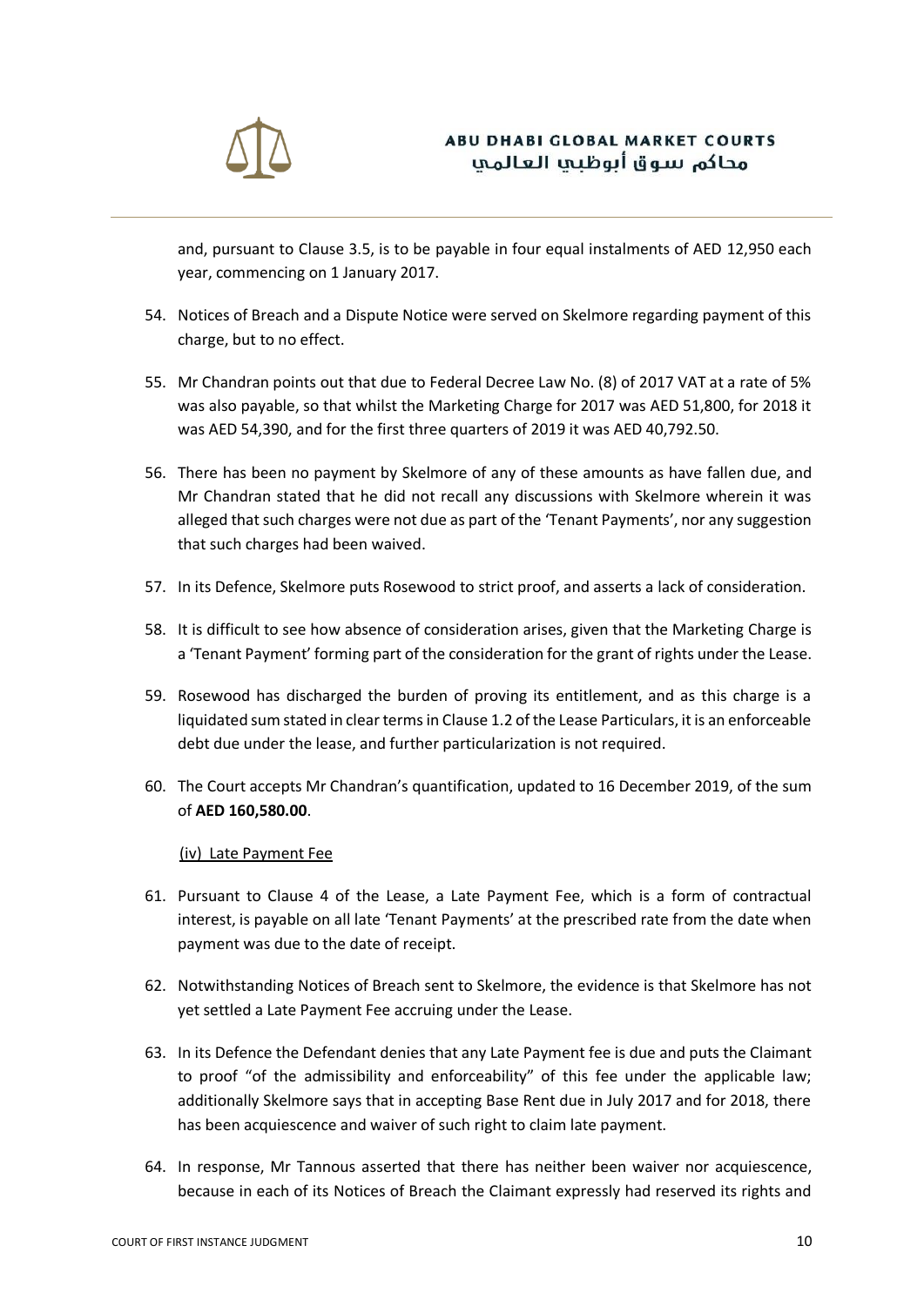and, pursuant to Clause 3.5, is to be payable in four equal instalments of AED 12,950 each year, commencing on 1 January 2017.

54. Notices of Breach and a Dispute Notice were served on Skelmore regarding payment of this charge, but to no effect.

55. Mr Chandran points out that due to Federal Decree Law No. (8) of 2017 VAT at a rate of 5% was also payable, so that whilst the Marketing Charge for 2017 was AED 51,800, for 2018 it was AED 54,390, and for the first three quarters of 2019 it was AED 40,792.50.

56. There has been no payment by Skelmore of any of these amounts as have fallen due, and Mr Chandran stated that he did not recall any discussions with Skelmore wherein it was alleged that such charges were not due as part of the 'Tenant Payments', nor any suggestion that such charges had been waived.

57. In its Defence, Skelmore puts Rosewood to strict proof, and asserts a lack of consideration.

58. It is difficult to see how absence of consideration arises, given that the Marketing Charge is a 'Tenant Payment' forming part of the consideration for the grant of rights under the Lease.

59. Rosewood has discharged the burden of proving its entitlement, and as this charge is a liquidated sum stated in clear terms in Clause 1.2 of the Lease Particulars, it is an enforceable debt due under the lease, and further particularization is not required.

60. The Court accepts Mr Chandran's quantification, updated to 16 December 2019, of the sum of **AED 160,580.00**.

(iv) Late Payment Fee

61. Pursuant to Clause 4 of the Lease, a Late Payment Fee, which is a form of contractual interest, is payable on all late 'Tenant Payments' at the prescribed rate from the date when payment was due to the date of receipt.

62. Notwithstanding Notices of Breach sent to Skelmore, the evidence is that Skelmore has not yet settled a Late Payment Fee accruing under the Lease.

63. In its Defence the Defendant denies that any Late Payment fee is due and puts the Claimant to proof "of the admissibility and enforceability" of this fee under the applicable law; additionally Skelmore says that in accepting Base Rent due in July 2017 and for 2018, there has been acquiescence and waiver of such right to claim late payment.

64. In response, Mr Tannous asserted that there has neither been waiver nor acquiescence, because in each of its Notices of Breach the Claimant expressly had reserved its rights and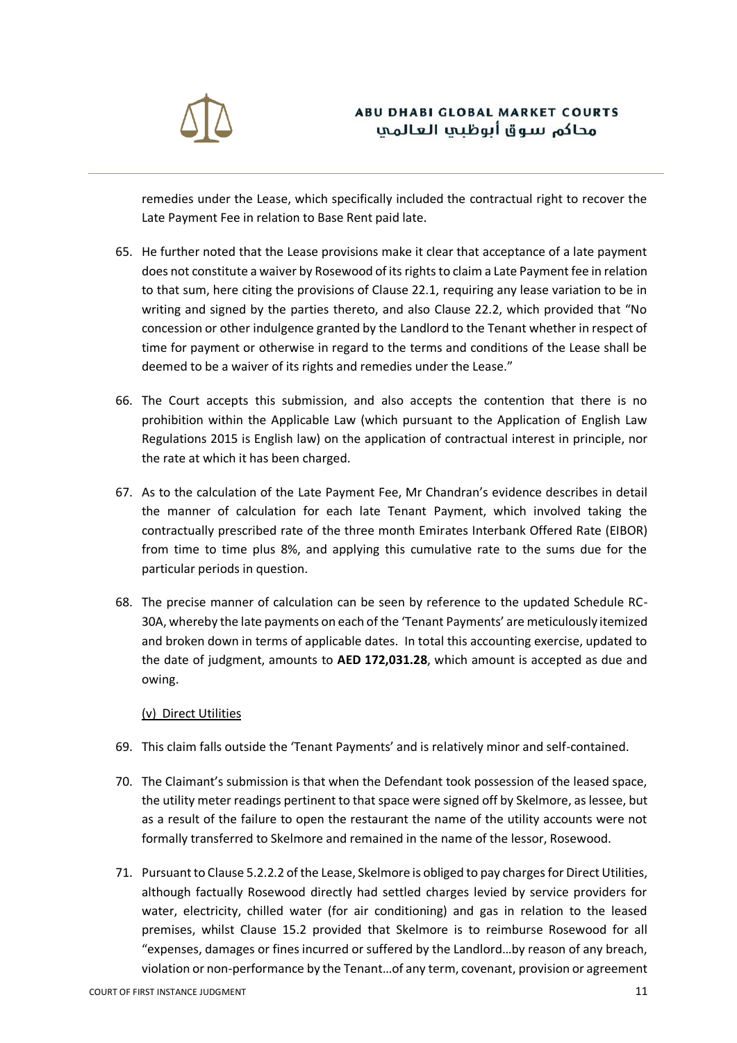remedies under the Lease, which specifically included the contractual right to recover the Late Payment Fee in relation to Base Rent paid late.

65. He further noted that the Lease provisions make it clear that acceptance of a late payment does not constitute a waiver by Rosewood of its rights to claim a Late Payment fee in relation to that sum, here citing the provisions of Clause 22.1, requiring any lease variation to be in writing and signed by the parties thereto, and also Clause 22.2, which provided that "No concession or other indulgence granted by the Landlord to the Tenant whether in respect of time for payment or otherwise in regard to the terms and conditions of the Lease shall be deemed to be a waiver of its rights and remedies under the Lease."

66. The Court accepts this submission, and also accepts the contention that there is no prohibition within the Applicable Law (which pursuant to the Application of English Law Regulations 2015 is English law) on the application of contractual interest in principle, nor the rate at which it has been charged.

67. As to the calculation of the Late Payment Fee, Mr Chandran's evidence describes in detail the manner of calculation for each late Tenant Payment, which involved taking the contractually prescribed rate of the three month Emirates Interbank Offered Rate (EIBOR) from time to time plus 8%, and applying this cumulative rate to the sums due for the particular periods in question.

68. The precise manner of calculation can be seen by reference to the updated Schedule RC-30A, whereby the late payments on each of the 'Tenant Payments' are meticulously itemized and broken down in terms of applicable dates. In total this accounting exercise, updated to the date of judgment, amounts to **AED 172,031.28**, which amount is accepted as due and owing.

(v) Direct Utilities

69. This claim falls outside the 'Tenant Payments' and is relatively minor and self-contained.

70. The Claimant's submission is that when the Defendant took possession of the leased space, the utility meter readings pertinent to that space were signed off by Skelmore, as lessee, but as a result of the failure to open the restaurant the name of the utility accounts were not formally transferred to Skelmore and remained in the name of the lessor, Rosewood.

71. Pursuant to Clause 5.2.2.2 of the Lease, Skelmore is obliged to pay charges for Direct Utilities, although factually Rosewood directly had settled charges levied by service providers for water, electricity, chilled water (for air conditioning) and gas in relation to the leased premises, whilst Clause 15.2 provided that Skelmore is to reimburse Rosewood for all "expenses, damages or fines incurred or suffered by the Landlord…by reason of any breach, violation or non-performance by the Tenant…of any term, covenant, provision or agreement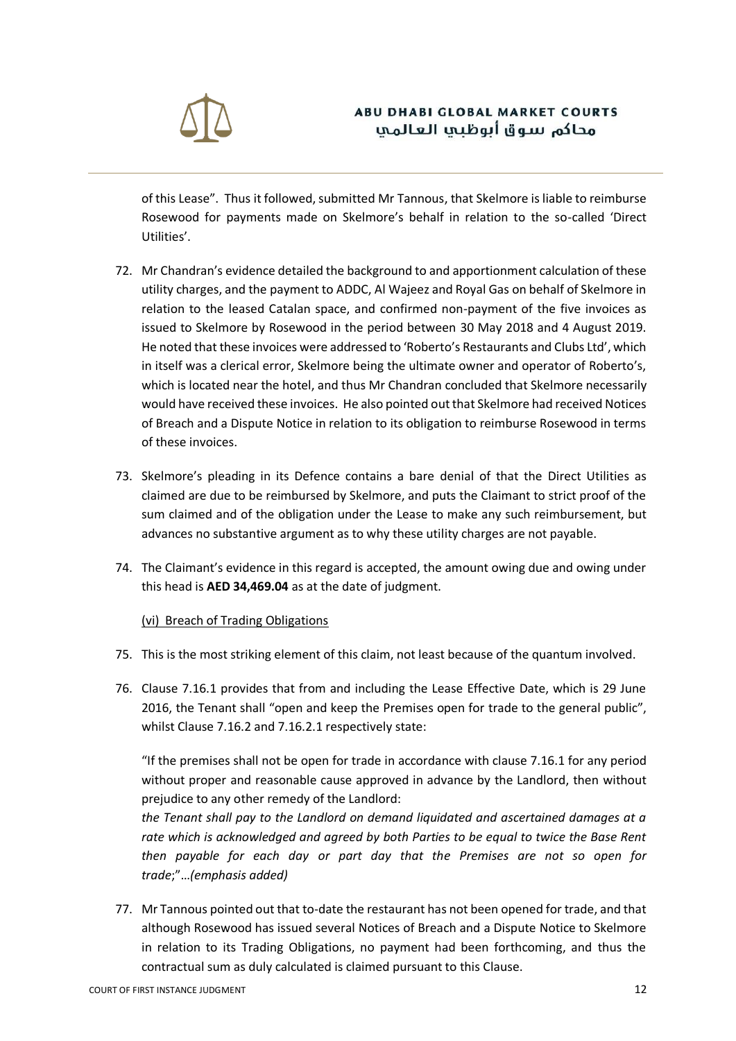of this Lease". Thus it followed, submitted Mr Tannous, that Skelmore is liable to reimburse Rosewood for payments made on Skelmore's behalf in relation to the so-called 'Direct Utilities'.

72. Mr Chandran's evidence detailed the background to and apportionment calculation of these utility charges, and the payment to ADDC, Al Wajeez and Royal Gas on behalf of Skelmore in relation to the leased Catalan space, and confirmed non-payment of the five invoices as issued to Skelmore by Rosewood in the period between 30 May 2018 and 4 August 2019. He noted that these invoices were addressed to 'Roberto's Restaurants and Clubs Ltd', which in itself was a clerical error, Skelmore being the ultimate owner and operator of Roberto's, which is located near the hotel, and thus Mr Chandran concluded that Skelmore necessarily would have received these invoices. He also pointed out that Skelmore had received Notices of Breach and a Dispute Notice in relation to its obligation to reimburse Rosewood in terms of these invoices.

73. Skelmore's pleading in its Defence contains a bare denial of that the Direct Utilities as claimed are due to be reimbursed by Skelmore, and puts the Claimant to strict proof of the sum claimed and of the obligation under the Lease to make any such reimbursement, but advances no substantive argument as to why these utility charges are not payable.

74. The Claimant's evidence in this regard is accepted, the amount owing due and owing under this head is **AED 34,469.04** as at the date of judgment.

<u>(vi) Breach of Trading Obligations</u>

75. This is the most striking element of this claim, not least because of the quantum involved.

76. Clause 7.16.1 provides that from and including the Lease Effective Date, which is 29 June 2016, the Tenant shall "open and keep the Premises open for trade to the general public", whilst Clause 7.16.2 and 7.16.2.1 respectively state:

"If the premises shall not be open for trade in accordance with clause 7.16.1 for any period without proper and reasonable cause approved in advance by the Landlord, then without prejudice to any other remedy of the Landlord:
*the Tenant shall pay to the Landlord on demand liquidated and ascertained damages at a rate which is acknowledged and agreed by both Parties to be equal to twice the Base Rent then payable for each day or part day that the Premises are not so open for trade*;"…*(emphasis added)*

77. Mr Tannous pointed out that to-date the restaurant has not been opened for trade, and that although Rosewood has issued several Notices of Breach and a Dispute Notice to Skelmore in relation to its Trading Obligations, no payment had been forthcoming, and thus the contractual sum as duly calculated is claimed pursuant to this Clause.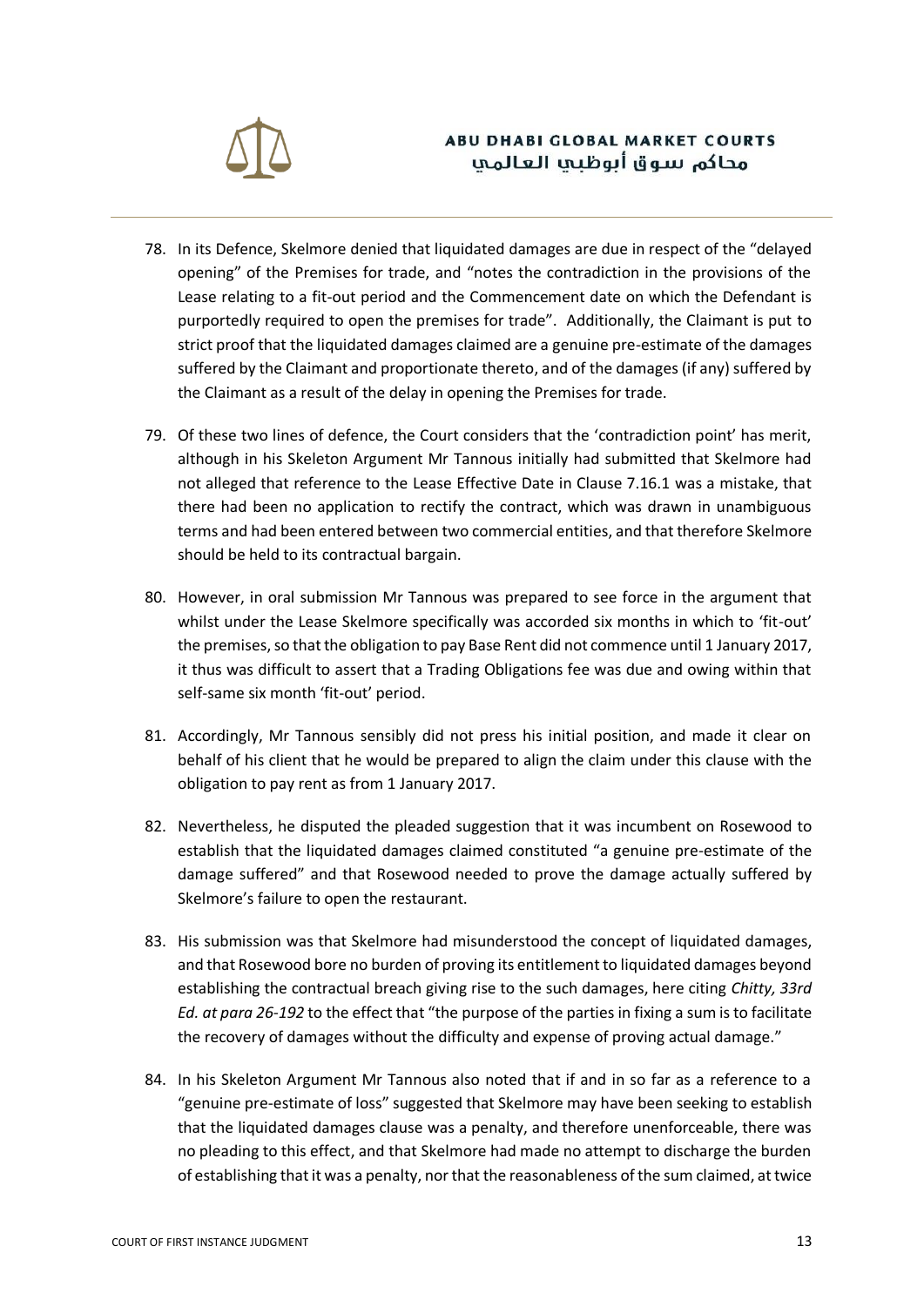78. In its Defence, Skelmore denied that liquidated damages are due in respect of the "delayed opening" of the Premises for trade, and "notes the contradiction in the provisions of the Lease relating to a fit-out period and the Commencement date on which the Defendant is purportedly required to open the premises for trade". Additionally, the Claimant is put to strict proof that the liquidated damages claimed are a genuine pre-estimate of the damages suffered by the Claimant and proportionate thereto, and of the damages (if any) suffered by the Claimant as a result of the delay in opening the Premises for trade.

79. Of these two lines of defence, the Court considers that the 'contradiction point' has merit, although in his Skeleton Argument Mr Tannous initially had submitted that Skelmore had not alleged that reference to the Lease Effective Date in Clause 7.16.1 was a mistake, that there had been no application to rectify the contract, which was drawn in unambiguous terms and had been entered between two commercial entities, and that therefore Skelmore should be held to its contractual bargain.

80. However, in oral submission Mr Tannous was prepared to see force in the argument that whilst under the Lease Skelmore specifically was accorded six months in which to 'fit-out' the premises, so that the obligation to pay Base Rent did not commence until 1 January 2017, it thus was difficult to assert that a Trading Obligations fee was due and owing within that self-same six month 'fit-out' period.

81. Accordingly, Mr Tannous sensibly did not press his initial position, and made it clear on behalf of his client that he would be prepared to align the claim under this clause with the obligation to pay rent as from 1 January 2017.

82. Nevertheless, he disputed the pleaded suggestion that it was incumbent on Rosewood to establish that the liquidated damages claimed constituted "a genuine pre-estimate of the damage suffered" and that Rosewood needed to prove the damage actually suffered by Skelmore's failure to open the restaurant.

83. His submission was that Skelmore had misunderstood the concept of liquidated damages, and that Rosewood bore no burden of proving its entitlement to liquidated damages beyond establishing the contractual breach giving rise to the such damages, here citing *Chitty, 33rd Ed. at para 26-192* to the effect that "the purpose of the parties in fixing a sum is to facilitate the recovery of damages without the difficulty and expense of proving actual damage."

84. In his Skeleton Argument Mr Tannous also noted that if and in so far as a reference to a "genuine pre-estimate of loss" suggested that Skelmore may have been seeking to establish that the liquidated damages clause was a penalty, and therefore unenforceable, there was no pleading to this effect, and that Skelmore had made no attempt to discharge the burden of establishing that it was a penalty, nor that the reasonableness of the sum claimed, at twice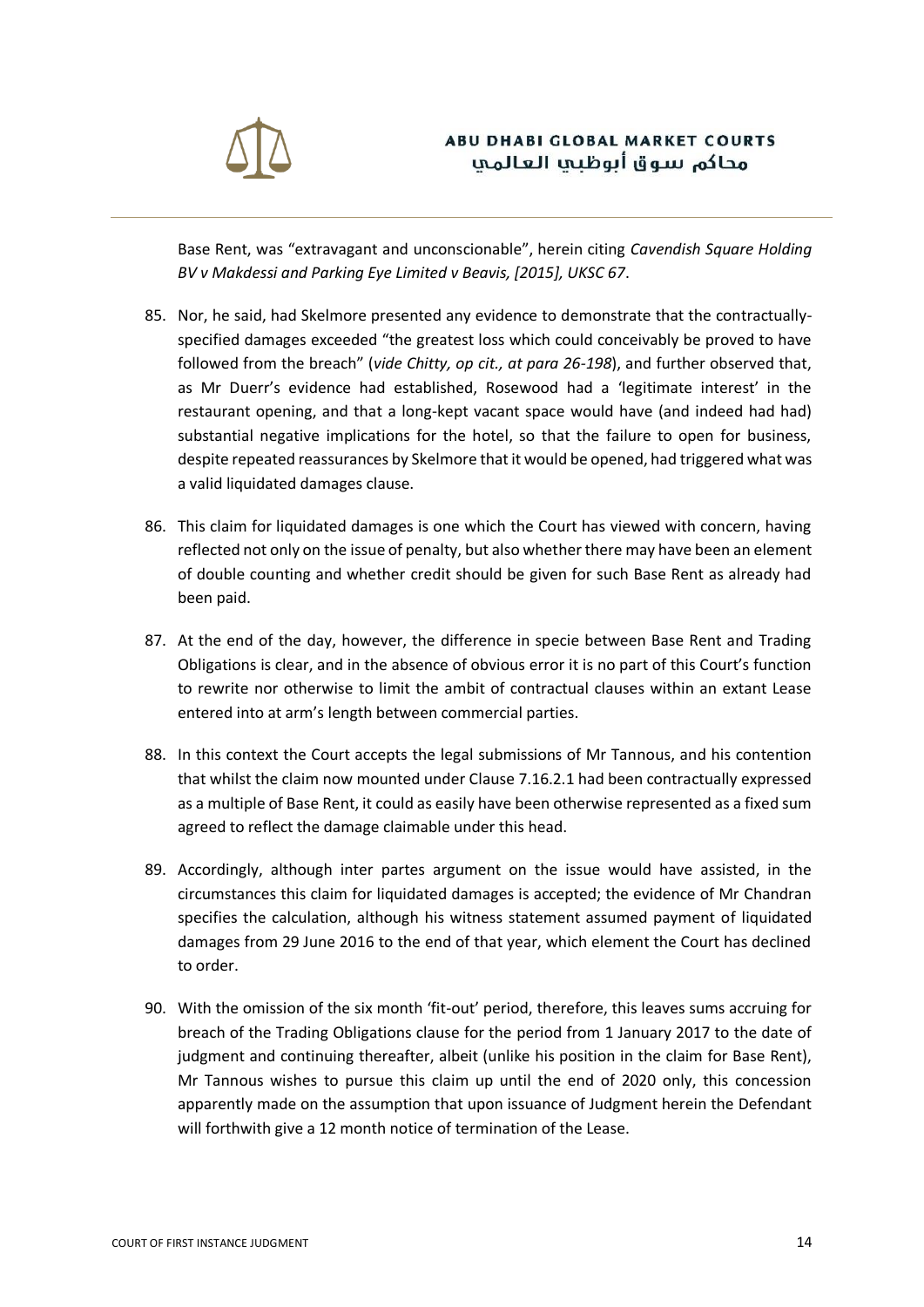Base Rent, was "extravagant and unconscionable", herein citing *Cavendish Square Holding BV v Makdessi and Parking Eye Limited v Beavis, [2015], UKSC 67*.

85. Nor, he said, had Skelmore presented any evidence to demonstrate that the contractually-specified damages exceeded "the greatest loss which could conceivably be proved to have followed from the breach" (*vide Chitty, op cit., at para 26-198*), and further observed that, as Mr Duerr's evidence had established, Rosewood had a 'legitimate interest' in the restaurant opening, and that a long-kept vacant space would have (and indeed had had) substantial negative implications for the hotel, so that the failure to open for business, despite repeated reassurances by Skelmore that it would be opened, had triggered what was a valid liquidated damages clause.

86. This claim for liquidated damages is one which the Court has viewed with concern, having reflected not only on the issue of penalty, but also whether there may have been an element of double counting and whether credit should be given for such Base Rent as already had been paid.

87. At the end of the day, however, the difference in specie between Base Rent and Trading Obligations is clear, and in the absence of obvious error it is no part of this Court's function to rewrite nor otherwise to limit the ambit of contractual clauses within an extant Lease entered into at arm's length between commercial parties.

88. In this context the Court accepts the legal submissions of Mr Tannous, and his contention that whilst the claim now mounted under Clause 7.16.2.1 had been contractually expressed as a multiple of Base Rent, it could as easily have been otherwise represented as a fixed sum agreed to reflect the damage claimable under this head.

89. Accordingly, although inter partes argument on the issue would have assisted, in the circumstances this claim for liquidated damages is accepted; the evidence of Mr Chandran specifies the calculation, although his witness statement assumed payment of liquidated damages from 29 June 2016 to the end of that year, which element the Court has declined to order.

90. With the omission of the six month 'fit-out' period, therefore, this leaves sums accruing for breach of the Trading Obligations clause for the period from 1 January 2017 to the date of judgment and continuing thereafter, albeit (unlike his position in the claim for Base Rent), Mr Tannous wishes to pursue this claim up until the end of 2020 only, this concession apparently made on the assumption that upon issuance of Judgment herein the Defendant will forthwith give a 12 month notice of termination of the Lease.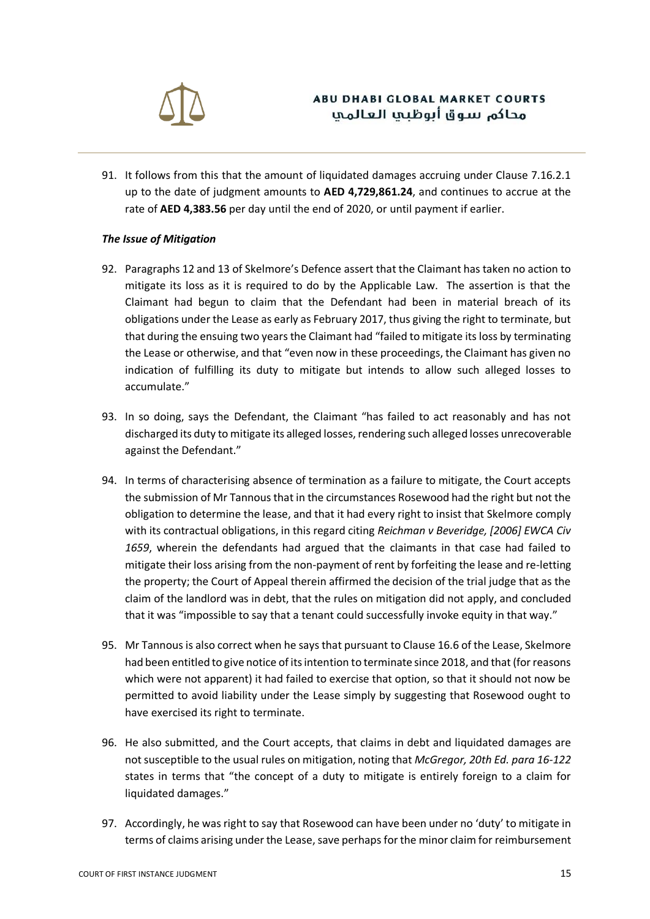91. It follows from this that the amount of liquidated damages accruing under Clause 7.16.2.1 up to the date of judgment amounts to **AED 4,729,861.24**, and continues to accrue at the rate of **AED 4,383.56** per day until the end of 2020, or until payment if earlier.

***The Issue of Mitigation***

92. Paragraphs 12 and 13 of Skelmore's Defence assert that the Claimant has taken no action to mitigate its loss as it is required to do by the Applicable Law. The assertion is that the Claimant had begun to claim that the Defendant had been in material breach of its obligations under the Lease as early as February 2017, thus giving the right to terminate, but that during the ensuing two years the Claimant had "failed to mitigate its loss by terminating the Lease or otherwise, and that "even now in these proceedings, the Claimant has given no indication of fulfilling its duty to mitigate but intends to allow such alleged losses to accumulate."

93. In so doing, says the Defendant, the Claimant "has failed to act reasonably and has not discharged its duty to mitigate its alleged losses, rendering such alleged losses unrecoverable against the Defendant."

94. In terms of characterising absence of termination as a failure to mitigate, the Court accepts the submission of Mr Tannous that in the circumstances Rosewood had the right but not the obligation to determine the lease, and that it had every right to insist that Skelmore comply with its contractual obligations, in this regard citing *Reichman v Beveridge, [2006] EWCA Civ 1659*, wherein the defendants had argued that the claimants in that case had failed to mitigate their loss arising from the non-payment of rent by forfeiting the lease and re-letting the property; the Court of Appeal therein affirmed the decision of the trial judge that as the claim of the landlord was in debt, that the rules on mitigation did not apply, and concluded that it was "impossible to say that a tenant could successfully invoke equity in that way."

95. Mr Tannous is also correct when he says that pursuant to Clause 16.6 of the Lease, Skelmore had been entitled to give notice of its intention to terminate since 2018, and that (for reasons which were not apparent) it had failed to exercise that option, so that it should not now be permitted to avoid liability under the Lease simply by suggesting that Rosewood ought to have exercised its right to terminate.

96. He also submitted, and the Court accepts, that claims in debt and liquidated damages are not susceptible to the usual rules on mitigation, noting that *McGregor, 20th Ed. para 16-122* states in terms that "the concept of a duty to mitigate is entirely foreign to a claim for liquidated damages."

97. Accordingly, he was right to say that Rosewood can have been under no 'duty' to mitigate in terms of claims arising under the Lease, save perhaps for the minor claim for reimbursement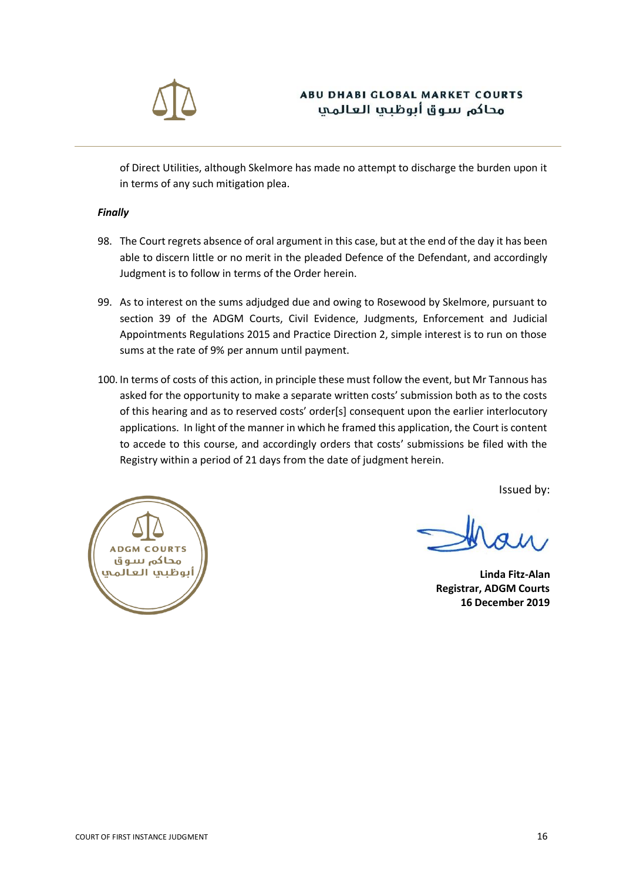of Direct Utilities, although Skelmore has made no attempt to discharge the burden upon it in terms of any such mitigation plea.

***Finally***

98. The Court regrets absence of oral argument in this case, but at the end of the day it has been able to discern little or no merit in the pleaded Defence of the Defendant, and accordingly Judgment is to follow in terms of the Order herein.

99. As to interest on the sums adjudged due and owing to Rosewood by Skelmore, pursuant to section 39 of the ADGM Courts, Civil Evidence, Judgments, Enforcement and Judicial Appointments Regulations 2015 and Practice Direction 2, simple interest is to run on those sums at the rate of 9% per annum until payment.

100. In terms of costs of this action, in principle these must follow the event, but Mr Tannous has asked for the opportunity to make a separate written costs' submission both as to the costs of this hearing and as to reserved costs' order[s] consequent upon the earlier interlocutory applications. In light of the manner in which he framed this application, the Court is content to accede to this course, and accordingly orders that costs' submissions be filed with the Registry within a period of 21 days from the date of judgment herein.

Issued by:

**Linda Fitz-Alan**
**Registrar, ADGM Courts**
**16 December 2019**